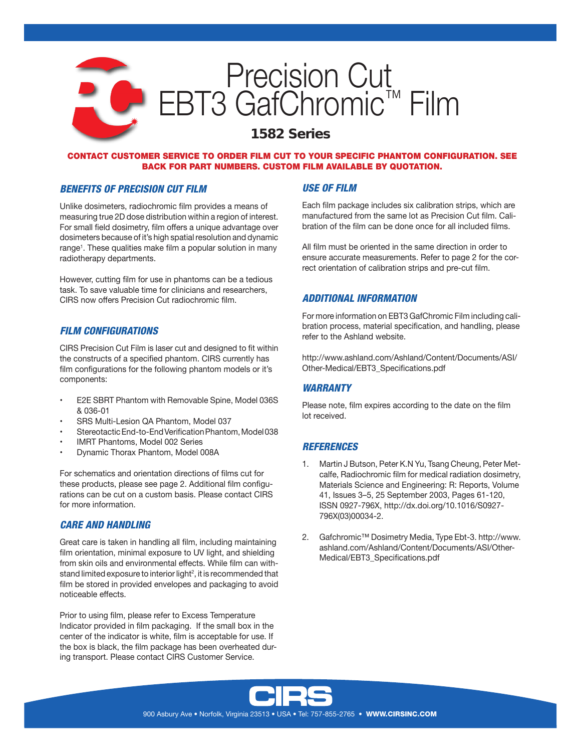# Precision Cut EBT3 GafChromic™ Film

## 1582 Series

**CONTACT CUSTOMER SERVICE TO ORDER FILM CUT TO YOUR SPECIFIC PHANTOM CONFIGURATION. SEE BACK FOR PART NUMBERS. CUSTOM FILM AVAILABLE BY QUOTATION.**

### *BENEFITS OF PRECISION CUT FILM*

Unlike dosimeters, radiochromic film provides a means of measuring true 2D dose distribution within a region of interest. For small field dosimetry, film offers a unique advantage over dosimeters because of it's high spatial resolution and dynamic range[1]. These qualities make film a popular solution in many radiotherapy departments.

However, cutting film for use in phantoms can be a tedious task. To save valuable time for clinicians and researchers, CIRS now offers Precision Cut radiochromic film.

### *FILM CONFIGURATIONS*

CIRS Precision Cut Film is laser cut and designed to fit within the constructs of a specified phantom. CIRS currently has film configurations for the following phantom models or it's components:

- E2E SBRT Phantom with Removable Spine, Model 036S & 036-01
- SRS Multi-Lesion QA Phantom, Model 037
- Stereotactic End-to-End Verification Phantom, Model 038
- IMRT Phantoms, Model 002 Series
- Dynamic Thorax Phantom, Model 008A

For schematics and orientation directions of films cut for these products, please see page 2. Additional film configurations can be cut on a custom basis. Please contact CIRS for more information.

### *CARE AND HANDLING*

Great care is taken in handling all film, including maintaining film orientation, minimal exposure to UV light, and shielding from skin oils and environmental effects. While film can withstand limited exposure to interior light[2], it is recommended that film be stored in provided envelopes and packaging to avoid noticeable effects.

Prior to using film, please refer to Excess Temperature Indicator provided in film packaging. If the small box in the center of the indicator is white, film is acceptable for use. If the box is black, the film package has been overheated during transport. Please contact CIRS Customer Service.

### *USE OF FILM*

Each film package includes six calibration strips, which are manufactured from the same lot as Precision Cut film. Calibration of the film can be done once for all included films.

All film must be oriented in the same direction in order to ensure accurate measurements. Refer to page 2 for the correct orientation of calibration strips and pre-cut film.

### *ADDITIONAL INFORMATION*

For more information on EBT3 GafChromic Film including calibration process, material specification, and handling, please refer to the Ashland website.

http://www.ashland.com/Ashland/Content/Documents/ASI/Other-Medical/EBT3_Specifications.pdf

### *WARRANTY*

Please note, film expires according to the date on the film lot received.

### *REFERENCES*

1. Martin J Butson, Peter K.N Yu, Tsang Cheung, Peter Metcalfe, Radiochromic film for medical radiation dosimetry, Materials Science and Engineering: R: Reports, Volume 41, Issues 3–5, 25 September 2003, Pages 61-120, ISSN 0927-796X, http://dx.doi.org/10.1016/S0927-796X(03)00034-2.

2. Gafchromic™ Dosimetry Media, Type Ebt-3. http://www.ashland.com/Ashland/Content/Documents/ASI/Other-Medical/EBT3_Specifications.pdf

CIRS

900 Asbury Ave • Norfolk, Virginia 23513 • USA • Tel: 757-855-2765 • **WWW.CIRSINC.COM**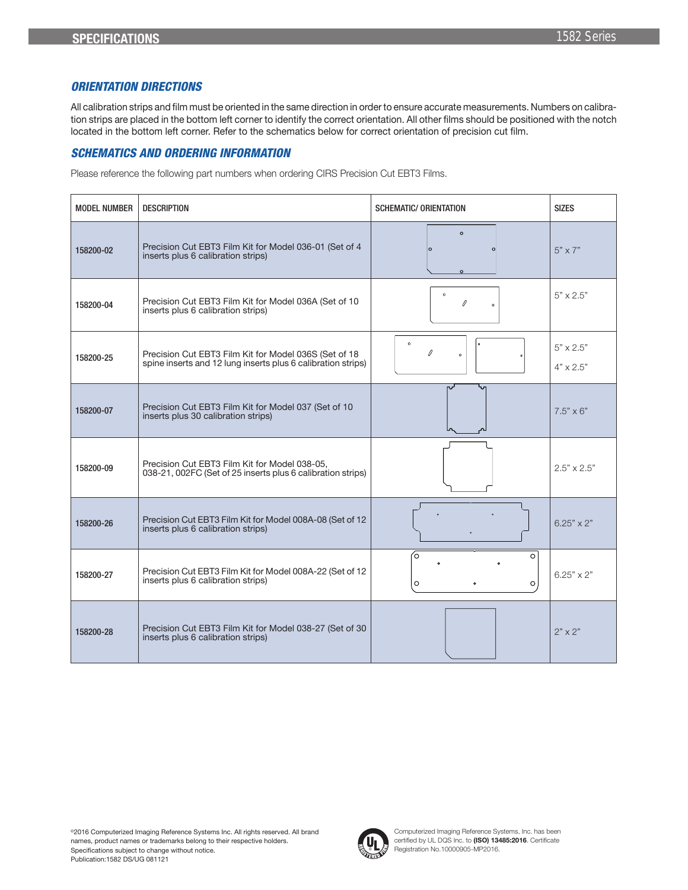## ORIENTATION DIRECTIONS

All calibration strips and film must be oriented in the same direction in order to ensure accurate measurements. Numbers on calibration strips are placed in the bottom left corner to identify the correct orientation. All other films should be positioned with the notch located in the bottom left corner. Refer to the schematics below for correct orientation of precision cut film.

## SCHEMATICS AND ORDERING INFORMATION

Please reference the following part numbers when ordering CIRS Precision Cut EBT3 Films.

| MODEL NUMBER | DESCRIPTION | SCHEMATIC/ ORIENTATION | SIZES |
|---|---|---|---|
| 158200-02 | Precision Cut EBT3 Film Kit for Model 036-01 (Set of 4 inserts plus 6 calibration strips) | | 5" x 7" |
| 158200-04 | Precision Cut EBT3 Film Kit for Model 036A (Set of 10 inserts plus 6 calibration strips) | | 5" x 2.5" |
| 158200-25 | Precision Cut EBT3 Film Kit for Model 036S (Set of 18 spine inserts and 12 lung inserts plus 6 calibration strips) | | 5" x 2.5"<br>4" x 2.5" |
| 158200-07 | Precision Cut EBT3 Film Kit for Model 037 (Set of 10 inserts plus 30 calibration strips) | | 7.5" x 6" |
| 158200-09 | Precision Cut EBT3 Film Kit for Model 038-05, 038-21, 002FC (Set of 25 inserts plus 6 calibration strips) | | 2.5" x 2.5" |
| 158200-26 | Precision Cut EBT3 Film Kit for Model 008A-08 (Set of 12 inserts plus 6 calibration strips) | | 6.25" x 2" |
| 158200-27 | Precision Cut EBT3 Film Kit for Model 008A-22 (Set of 12 inserts plus 6 calibration strips) | | 6.25" x 2" |
| 158200-28 | Precision Cut EBT3 Film Kit for Model 038-27 (Set of 30 inserts plus 6 calibration strips) | | 2" x 2" |

©2016 Computerized Imaging Reference Systems Inc. All rights reserved. All brand names, product names or trademarks belong to their respective holders. Specifications subject to change without notice.
Publication:1582 DS/UG 081121

Computerized Imaging Reference Systems, Inc. has been certified by UL DQS Inc. to **(ISO) 13485:2016**. Certificate Registration No.10000905-MP2016.